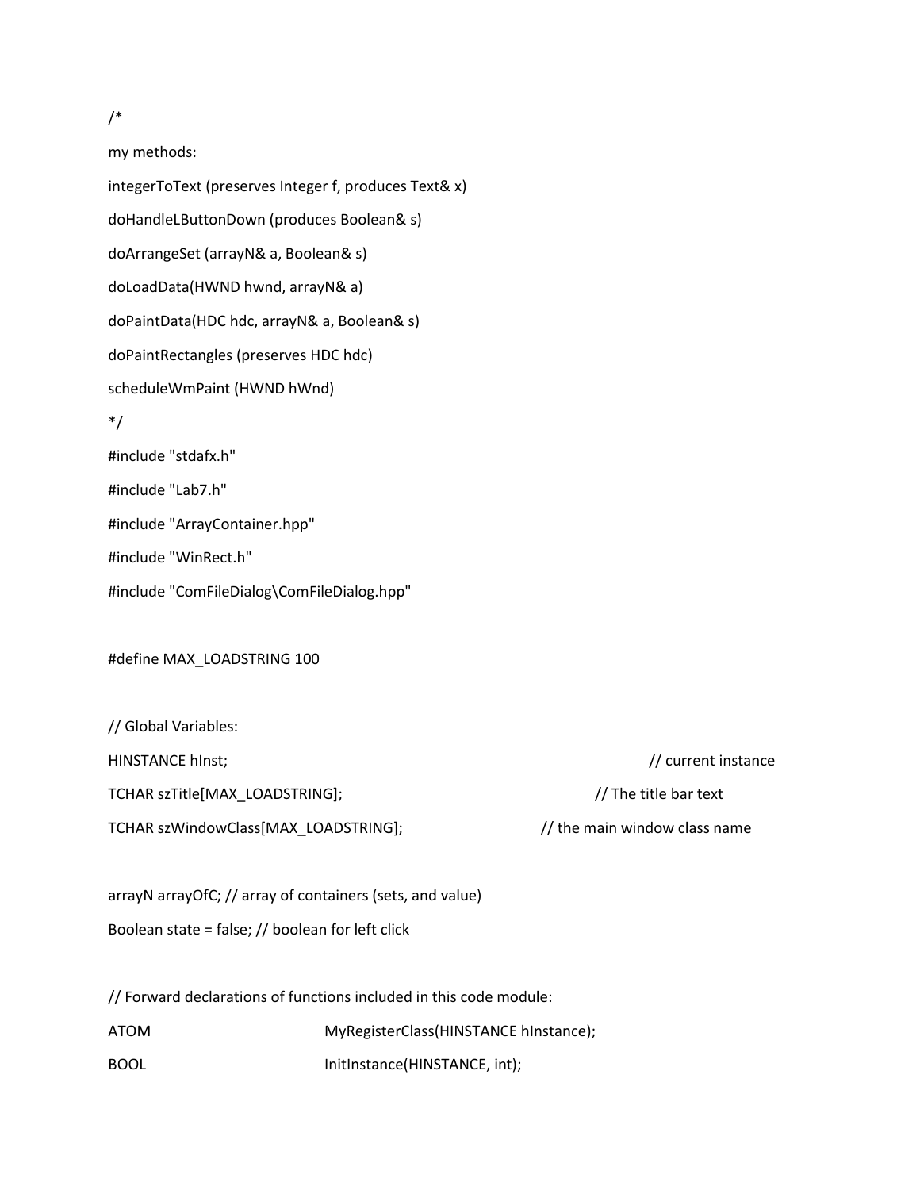```
/*
my methods:
integerToText (preserves Integer f, produces Text& x)
doHandleLButtonDown (produces Boolean& s)
doArrangeSet (arrayN& a, Boolean& s)
doLoadData(HWND hwnd, arrayN& a)
doPaintData(HDC hdc, arrayN& a, Boolean& s)
doPaintRectangles (preserves HDC hdc)
scheduleWmPaint (HWND hWnd)
*/
#include "stdafx.h"
#include "Lab7.h"
#include "ArrayContainer.hpp"
#include "WinRect.h"
#include "ComFileDialog\ComFileDialog.hpp"

#define MAX_LOADSTRING 100

// Global Variables:
HINSTANCE hInst;                                // current instance
TCHAR szTitle[MAX_LOADSTRING];                  // The title bar text
TCHAR szWindowClass[MAX_LOADSTRING];            // the main window class name

arrayN arrayOfC; // array of containers (sets, and value)
Boolean state = false; // boolean for left click

// Forward declarations of functions included in this code module:
ATOM                MyRegisterClass(HINSTANCE hInstance);
BOOL                InitInstance(HINSTANCE, int);
```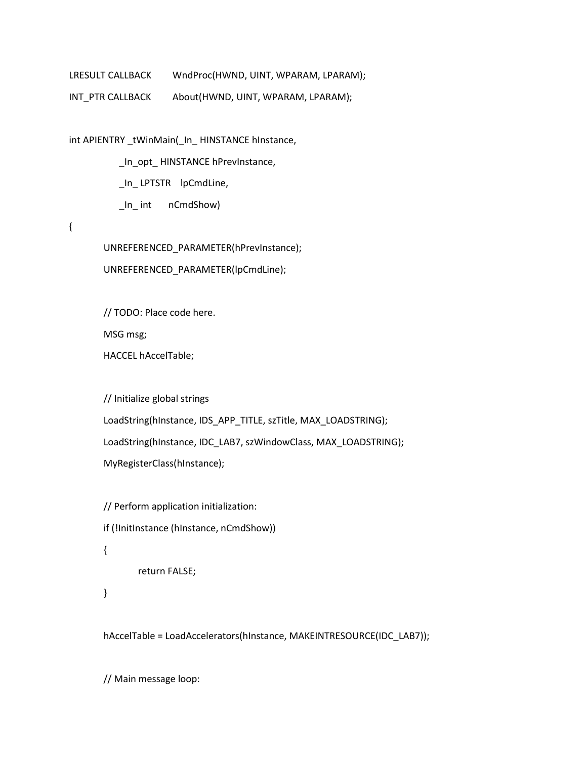```
LRESULT CALLBACK        WndProc(HWND, UINT, WPARAM, LPARAM);
INT_PTR CALLBACK        About(HWND, UINT, WPARAM, LPARAM);

int APIENTRY _tWinMain(_In_ HINSTANCE hInstance,
              _In_opt_ HINSTANCE hPrevInstance,
              _In_ LPTSTR    lpCmdLine,
              _In_ int       nCmdShow)
{
        UNREFERENCED_PARAMETER(hPrevInstance);
        UNREFERENCED_PARAMETER(lpCmdLine);

        // TODO: Place code here.
        MSG msg;
        HACCEL hAccelTable;

        // Initialize global strings
        LoadString(hInstance, IDS_APP_TITLE, szTitle, MAX_LOADSTRING);
        LoadString(hInstance, IDC_LAB7, szWindowClass, MAX_LOADSTRING);
        MyRegisterClass(hInstance);

        // Perform application initialization:
        if (!InitInstance (hInstance, nCmdShow))
        {
                return FALSE;
        }

        hAccelTable = LoadAccelerators(hInstance, MAKEINTRESOURCE(IDC_LAB7));

        // Main message loop:
```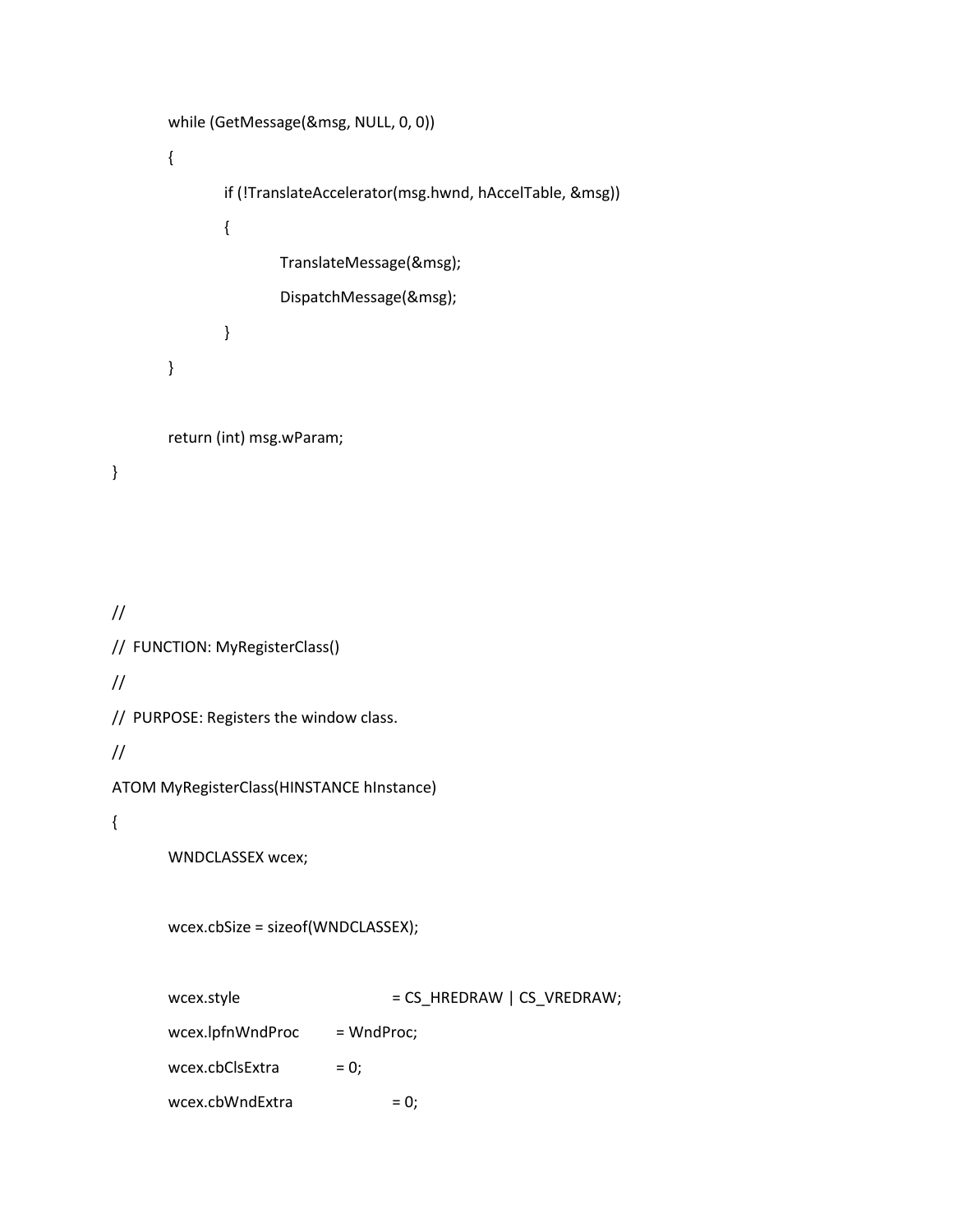```
	while (GetMessage(&msg, NULL, 0, 0))
	{
		if (!TranslateAccelerator(msg.hwnd, hAccelTable, &msg))
		{
			TranslateMessage(&msg);
			DispatchMessage(&msg);
		}
	}

	return (int) msg.wParam;
}



//
//  FUNCTION: MyRegisterClass()
//
//  PURPOSE: Registers the window class.
//
ATOM MyRegisterClass(HINSTANCE hInstance)
{
	WNDCLASSEX wcex;

	wcex.cbSize = sizeof(WNDCLASSEX);

	wcex.style			= CS_HREDRAW | CS_VREDRAW;
	wcex.lpfnWndProc	= WndProc;
	wcex.cbClsExtra		= 0;
	wcex.cbWndExtra		= 0;
```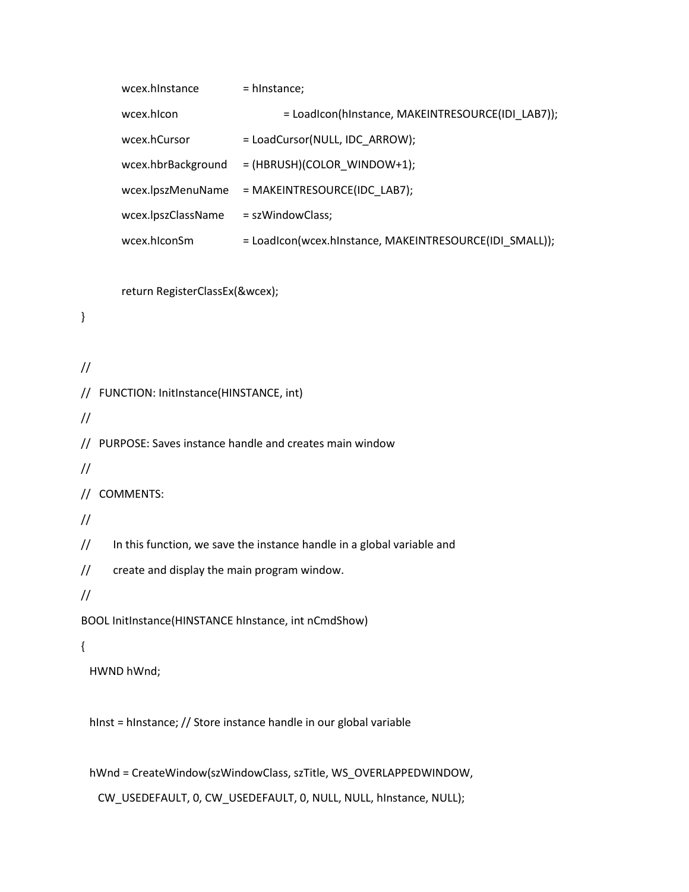```
	wcex.hInstance		= hInstance;
	wcex.hIcon			= LoadIcon(hInstance, MAKEINTRESOURCE(IDI_LAB7));
	wcex.hCursor		= LoadCursor(NULL, IDC_ARROW);
	wcex.hbrBackground	= (HBRUSH)(COLOR_WINDOW+1);
	wcex.lpszMenuName	= MAKEINTRESOURCE(IDC_LAB7);
	wcex.lpszClassName	= szWindowClass;
	wcex.hIconSm		= LoadIcon(wcex.hInstance, MAKEINTRESOURCE(IDI_SMALL));

	return RegisterClassEx(&wcex);
}

//
//   FUNCTION: InitInstance(HINSTANCE, int)
//
//   PURPOSE: Saves instance handle and creates main window
//
//   COMMENTS:
//
//        In this function, we save the instance handle in a global variable and
//        create and display the main program window.
//
BOOL InitInstance(HINSTANCE hInstance, int nCmdShow)
{
   HWND hWnd;

   hInst = hInstance; // Store instance handle in our global variable

   hWnd = CreateWindow(szWindowClass, szTitle, WS_OVERLAPPEDWINDOW,
      CW_USEDEFAULT, 0, CW_USEDEFAULT, 0, NULL, NULL, hInstance, NULL);
```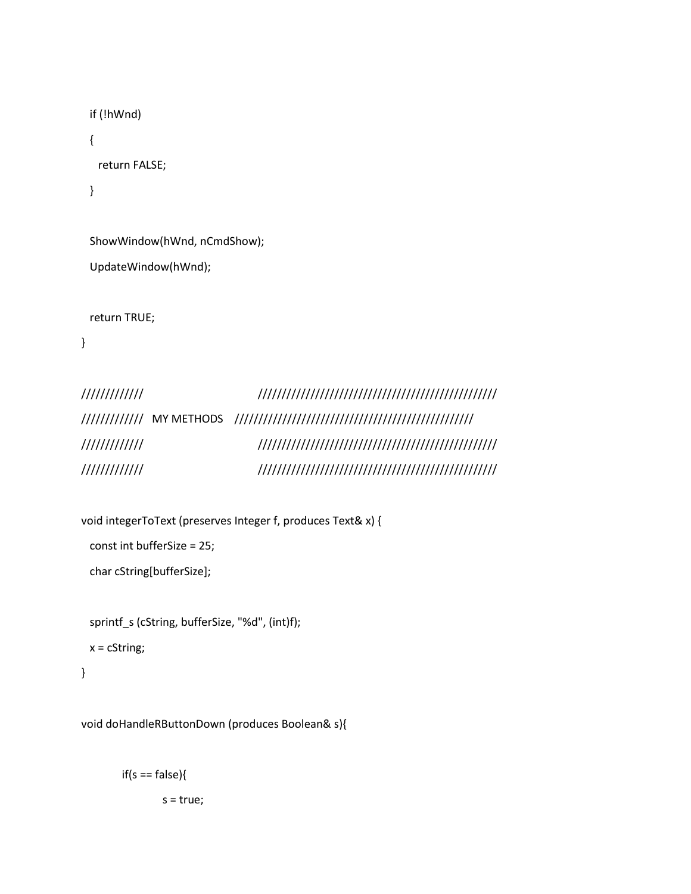```
  if (!hWnd)
  {
    return FALSE;
  }

  ShowWindow(hWnd, nCmdShow);
  UpdateWindow(hWnd);

  return TRUE;
}

/////////////                          /////////////////////////////////////////////////////
/////////////   MY METHODS    /////////////////////////////////////////////////////
/////////////                          /////////////////////////////////////////////////////
/////////////                          /////////////////////////////////////////////////////

void integerToText (preserves Integer f, produces Text& x) {
  const int bufferSize = 25;
  char cString[bufferSize];

  sprintf_s (cString, bufferSize, "%d", (int)f);
  x = cString;
}

void doHandleRButtonDown (produces Boolean& s){

        if(s == false){
                s = true;
```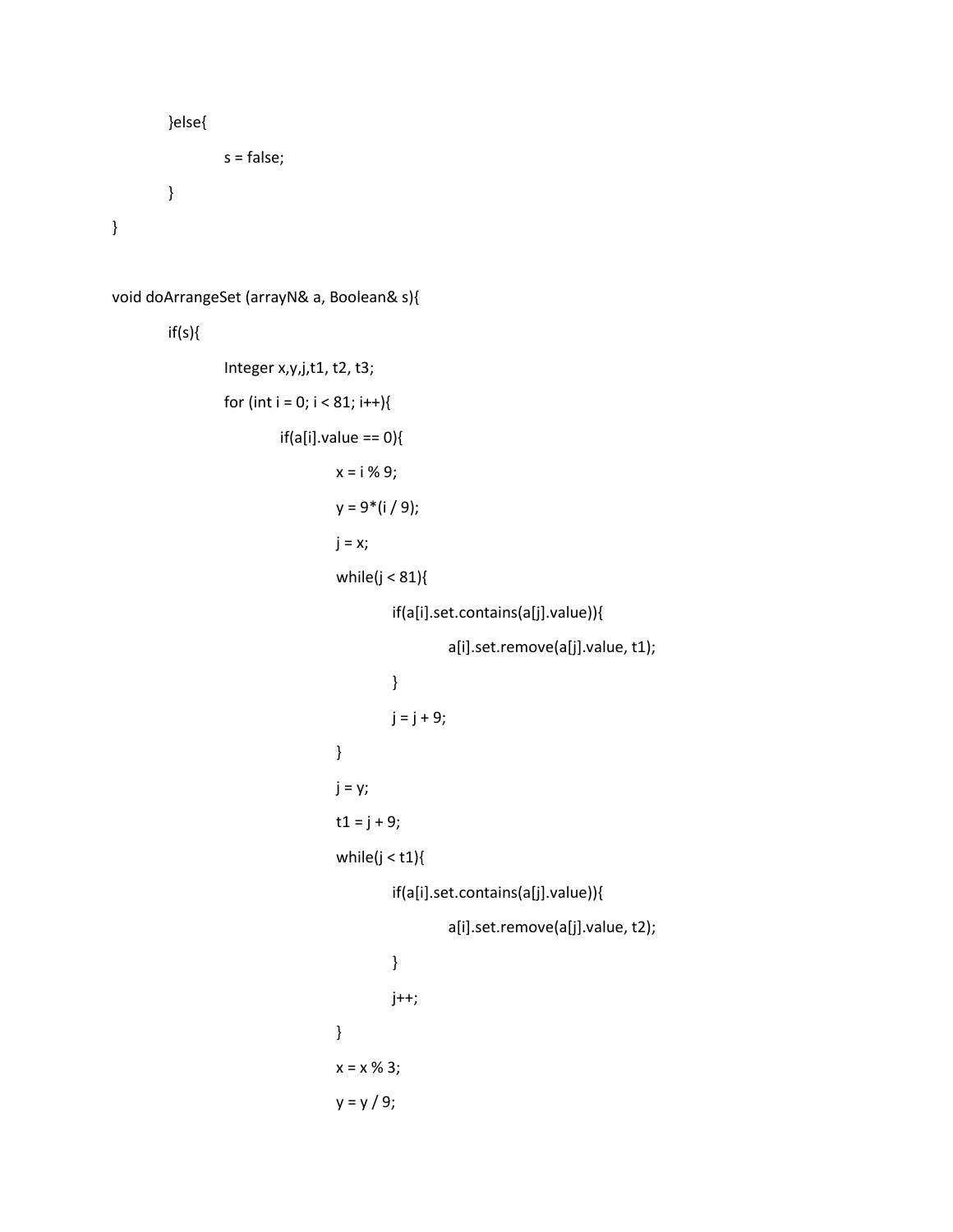```
        }else{
            s = false;
        }
}

void doArrangeSet (arrayN& a, Boolean& s){
        if(s){
            Integer x,y,j,t1, t2, t3;
            for (int i = 0; i < 81; i++){
                if(a[i].value == 0){
                    x = i % 9;
                    y = 9*(i / 9);
                    j = x;
                    while(j < 81){
                        if(a[i].set.contains(a[j].value)){
                            a[i].set.remove(a[j].value, t1);
                        }
                        j = j + 9;
                    }
                    j = y;
                    t1 = j + 9;
                    while(j < t1){
                        if(a[i].set.contains(a[j].value)){
                            a[i].set.remove(a[j].value, t2);
                        }
                        j++;
                    }
                    x = x % 3;
                    y = y / 9;
```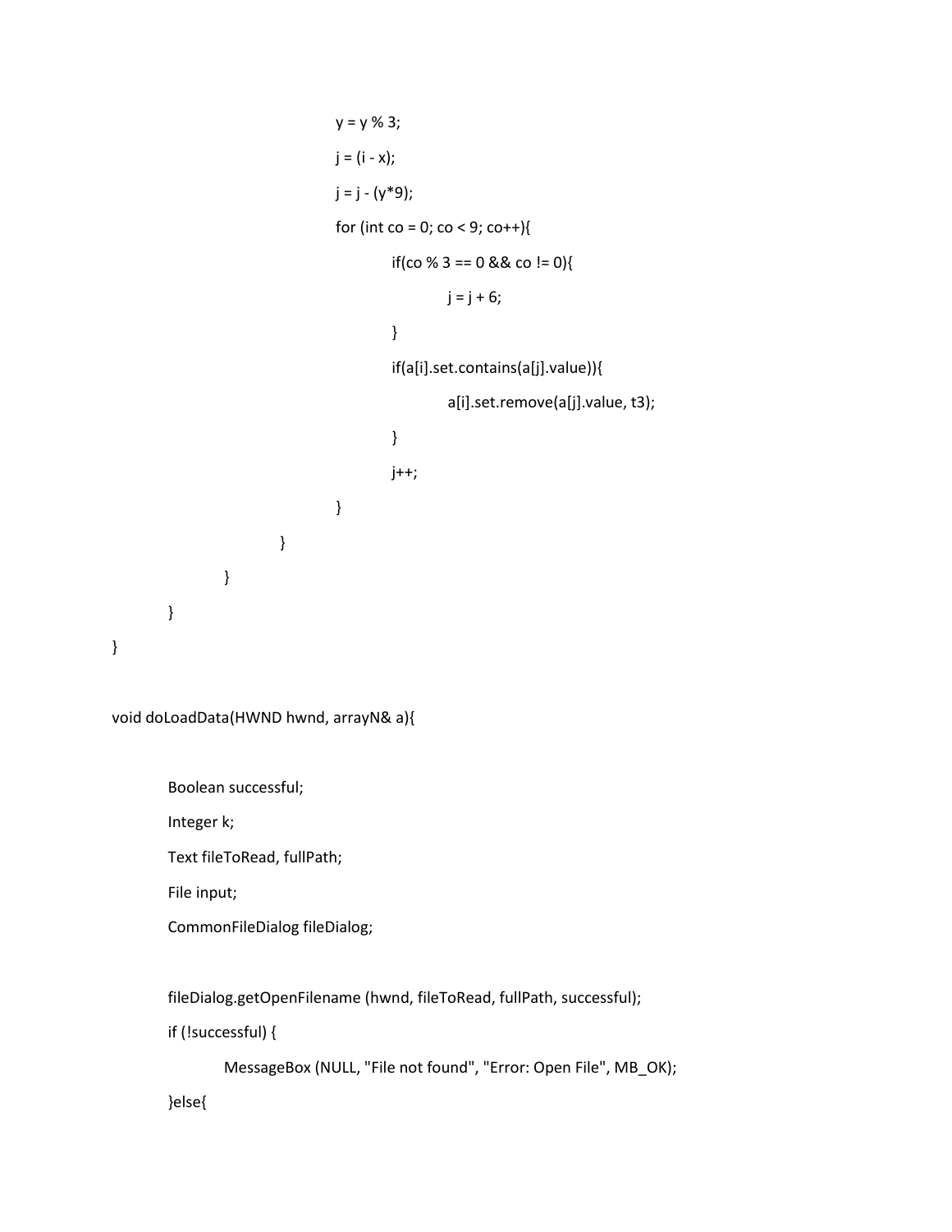```
                        y = y % 3;
                        j = (i - x);
                        j = j - (y*9);
                        for (int co = 0; co < 9; co++){
                                if(co % 3 == 0 && co != 0){
                                        j = j + 6;
                                }
                                if(a[i].set.contains(a[j].value)){
                                        a[i].set.remove(a[j].value, t3);
                                }
                                j++;
                        }
                }
        }
    }
}

void doLoadData(HWND hwnd, arrayN& a){

    Boolean successful;
    Integer k;
    Text fileToRead, fullPath;
    File input;
    CommonFileDialog fileDialog;

    fileDialog.getOpenFilename (hwnd, fileToRead, fullPath, successful);
    if (!successful) {
        MessageBox (NULL, "File not found", "Error: Open File", MB_OK);
    }else{
```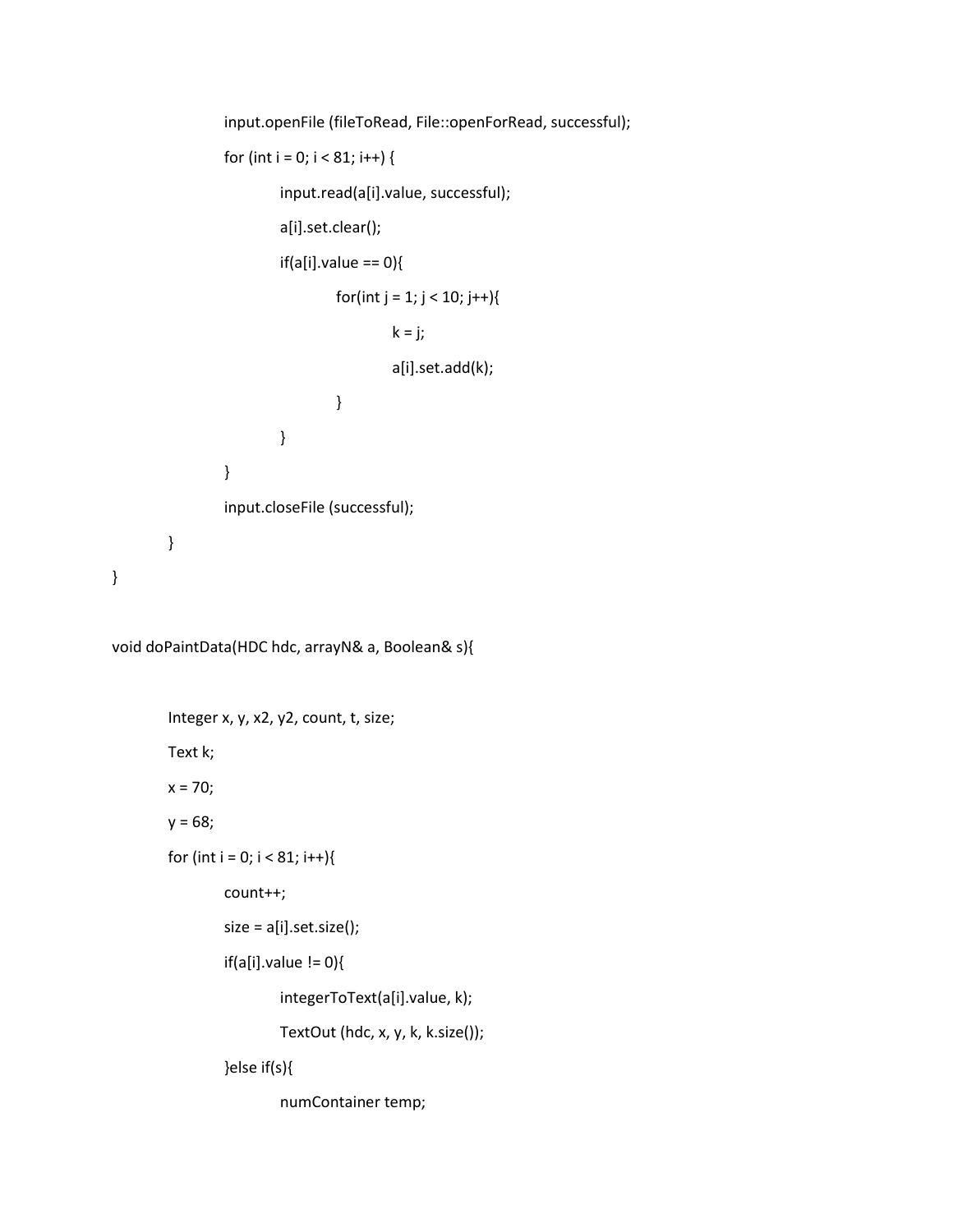```
                input.openFile (fileToRead, File::openForRead, successful);
                for (int i = 0; i < 81; i++) {
                        input.read(a[i].value, successful);
                        a[i].set.clear();
                        if(a[i].value == 0){
                                for(int j = 1; j < 10; j++){
                                        k = j;
                                        a[i].set.add(k);
                                }
                        }
                }
                input.closeFile (successful);
        }
}

void doPaintData(HDC hdc, arrayN& a, Boolean& s){

        Integer x, y, x2, y2, count, t, size;
        Text k;
        x = 70;
        y = 68;
        for (int i = 0; i < 81; i++){
                count++;
                size = a[i].set.size();
                if(a[i].value != 0){
                        integerToText(a[i].value, k);
                        TextOut (hdc, x, y, k, k.size());
                }else if(s){
                        numContainer temp;
```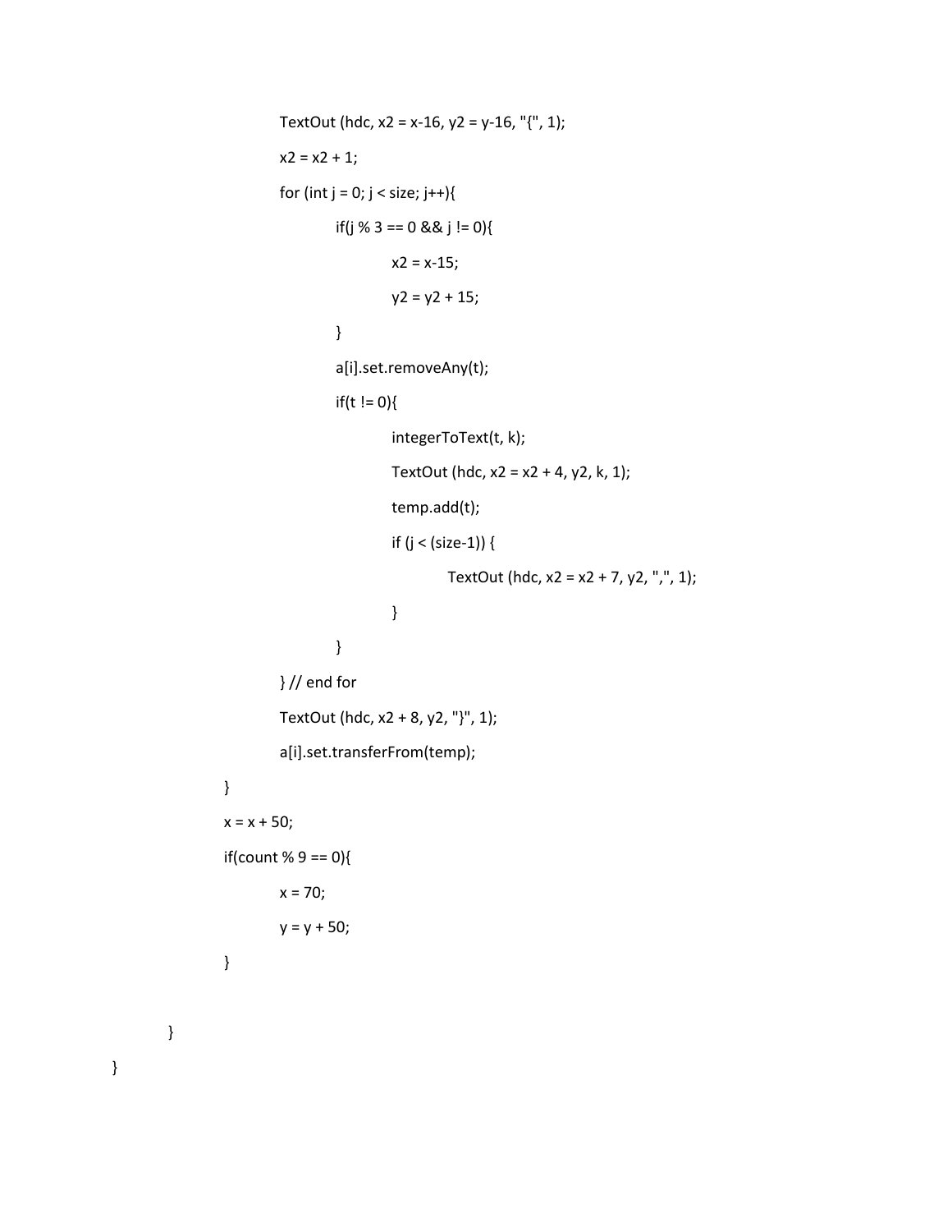```
                    TextOut (hdc, x2 = x-16, y2 = y-16, "{", 1);
                    x2 = x2 + 1;
                    for (int j = 0; j < size; j++){
                        if(j % 3 == 0 && j != 0){
                            x2 = x-15;
                            y2 = y2 + 15;
                        }
                        a[i].set.removeAny(t);
                        if(t != 0){
                            integerToText(t, k);
                            TextOut (hdc, x2 = x2 + 4, y2, k, 1);
                            temp.add(t);
                            if (j < (size-1)) {
                                TextOut (hdc, x2 = x2 + 7, y2, ",", 1);
                            }
                        }
                    } // end for
                    TextOut (hdc, x2 + 8, y2, "}", 1);
                    a[i].set.transferFrom(temp);
                }
                x = x + 50;
                if(count % 9 == 0){
                    x = 70;
                    y = y + 50;
                }

            }
        }
```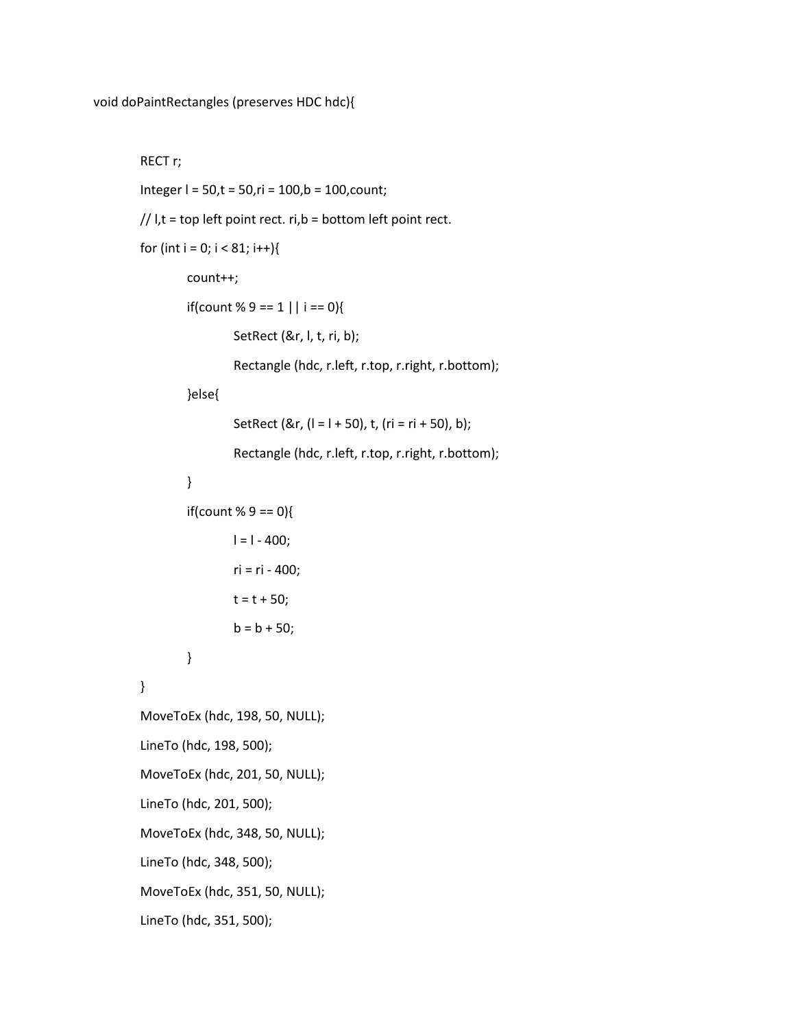```
void doPaintRectangles (preserves HDC hdc){

        RECT r;
        Integer l = 50,t = 50,ri = 100,b = 100,count;
        // l,t = top left point rect. ri,b = bottom left point rect.
        for (int i = 0; i < 81; i++){
                count++;
                if(count % 9 == 1 || i == 0){
                        SetRect (&r, l, t, ri, b);
                        Rectangle (hdc, r.left, r.top, r.right, r.bottom);
                }else{
                        SetRect (&r, (l = l + 50), t, (ri = ri + 50), b);
                        Rectangle (hdc, r.left, r.top, r.right, r.bottom);
                }
                if(count % 9 == 0){
                        l = l - 400;
                        ri = ri - 400;
                        t = t + 50;
                        b = b + 50;
                }
        }
        MoveToEx (hdc, 198, 50, NULL);
        LineTo (hdc, 198, 500);
        MoveToEx (hdc, 201, 50, NULL);
        LineTo (hdc, 201, 500);
        MoveToEx (hdc, 348, 50, NULL);
        LineTo (hdc, 348, 500);
        MoveToEx (hdc, 351, 50, NULL);
        LineTo (hdc, 351, 500);
```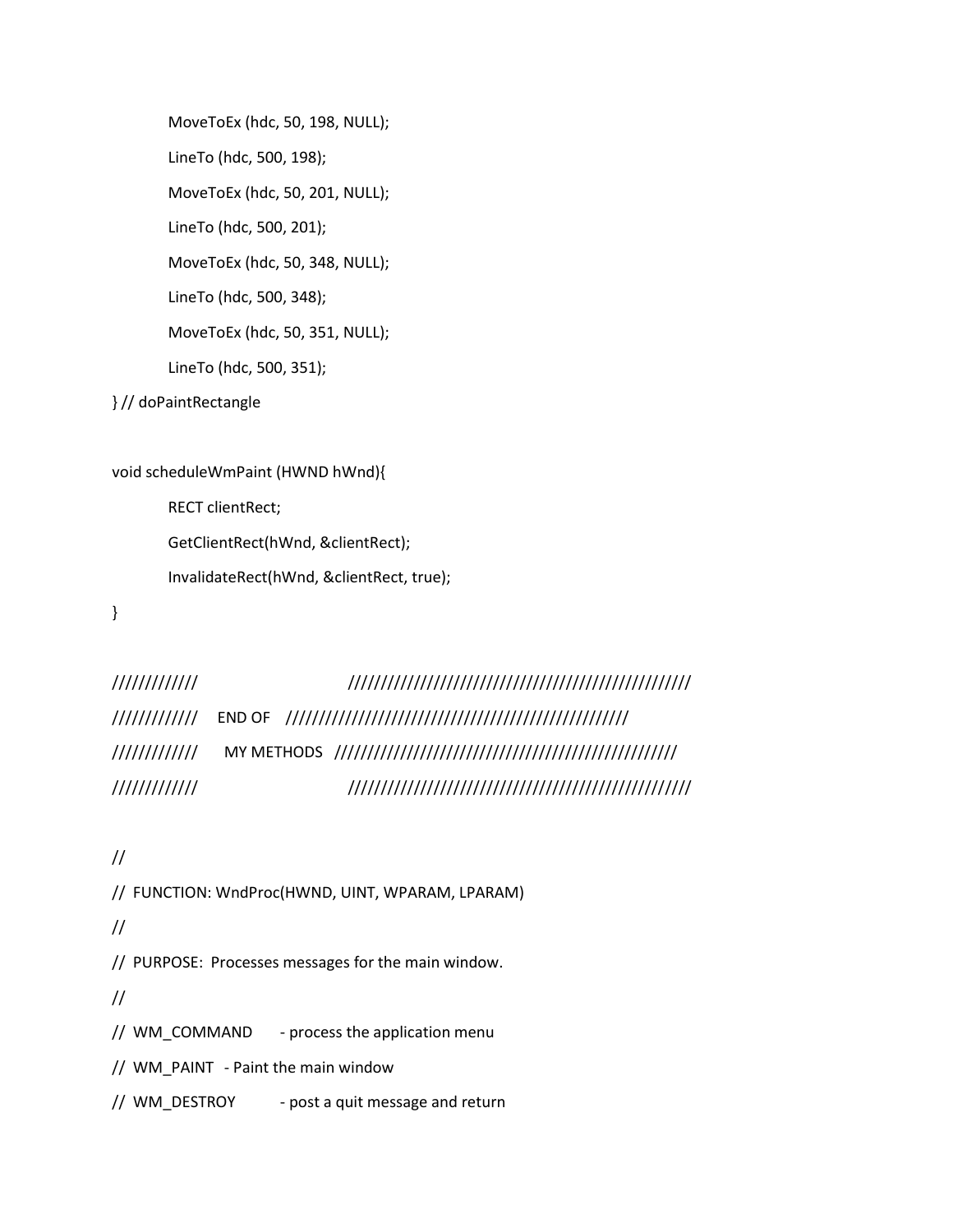```
	MoveToEx (hdc, 50, 198, NULL);
	LineTo (hdc, 500, 198);
	MoveToEx (hdc, 50, 201, NULL);
	LineTo (hdc, 500, 201);
	MoveToEx (hdc, 50, 348, NULL);
	LineTo (hdc, 500, 348);
	MoveToEx (hdc, 50, 351, NULL);
	LineTo (hdc, 500, 351);
} // doPaintRectangle

void scheduleWmPaint (HWND hWnd){
	RECT clientRect;
	GetClientRect(hWnd, &clientRect);
	InvalidateRect(hWnd, &clientRect, true);
}

/////////////                            ////////////////////////////////////////////////////
/////////////     END OF    ////////////////////////////////////////////////////
/////////////      MY METHODS   ////////////////////////////////////////////////////
/////////////                            ////////////////////////////////////////////////////

//
//  FUNCTION: WndProc(HWND, UINT, WPARAM, LPARAM)
//
//  PURPOSE:  Processes messages for the main window.
//
//  WM_COMMAND	- process the application menu
//  WM_PAINT	- Paint the main window
//  WM_DESTROY	- post a quit message and return
```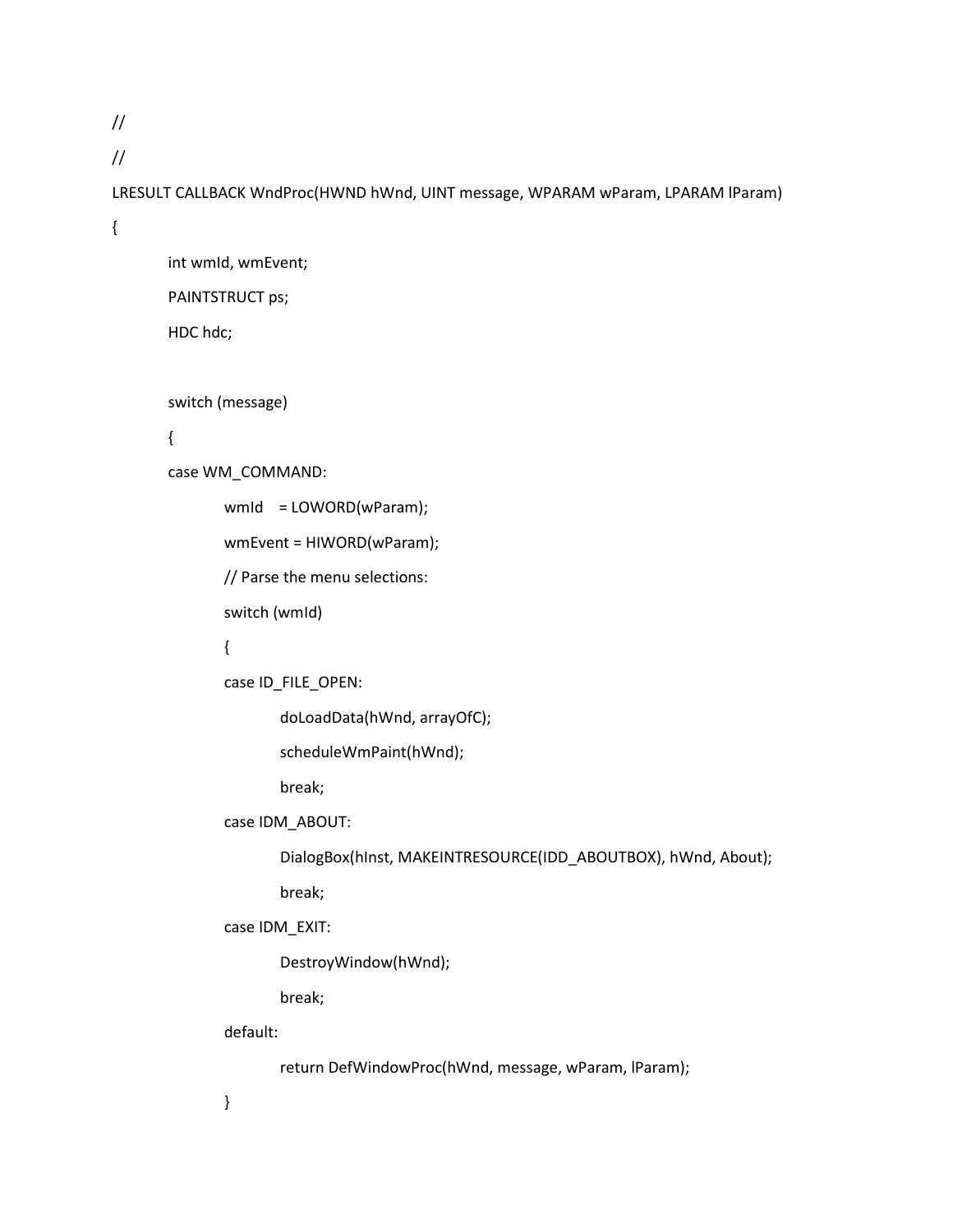```
//
//
LRESULT CALLBACK WndProc(HWND hWnd, UINT message, WPARAM wParam, LPARAM lParam)
{
	int wmId, wmEvent;
	PAINTSTRUCT ps;
	HDC hdc;

	switch (message)
	{
	case WM_COMMAND:
		wmId    = LOWORD(wParam);
		wmEvent = HIWORD(wParam);
		// Parse the menu selections:
		switch (wmId)
		{
		case ID_FILE_OPEN:
			doLoadData(hWnd, arrayOfC);
			scheduleWmPaint(hWnd);
			break;
		case IDM_ABOUT:
			DialogBox(hInst, MAKEINTRESOURCE(IDD_ABOUTBOX), hWnd, About);
			break;
		case IDM_EXIT:
			DestroyWindow(hWnd);
			break;
		default:
			return DefWindowProc(hWnd, message, wParam, lParam);
		}
```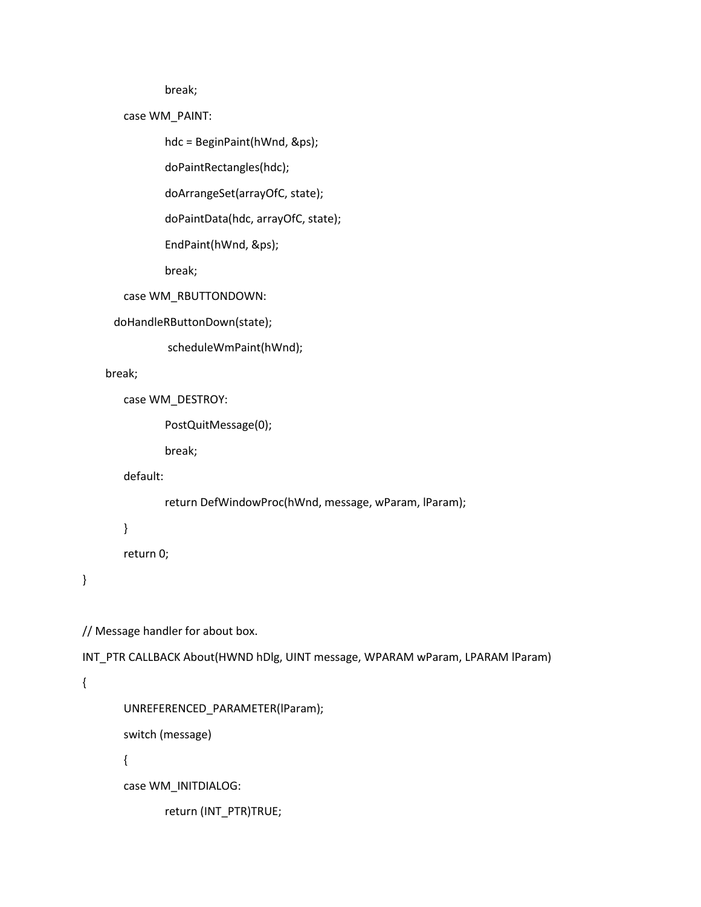```
			break;
		case WM_PAINT:
			hdc = BeginPaint(hWnd, &ps);
			doPaintRectangles(hdc);
			doArrangeSet(arrayOfC, state);
			doPaintData(hdc, arrayOfC, state);
			EndPaint(hWnd, &ps);
			break;
		case WM_RBUTTONDOWN:
	    doHandleRButtonDown(state);
			 scheduleWmPaint(hWnd);
	break;
		case WM_DESTROY:
			PostQuitMessage(0);
			break;
		default:
			return DefWindowProc(hWnd, message, wParam, lParam);
		}
		return 0;
}

// Message handler for about box.
INT_PTR CALLBACK About(HWND hDlg, UINT message, WPARAM wParam, LPARAM lParam)
{
		UNREFERENCED_PARAMETER(lParam);
		switch (message)
		{
		case WM_INITDIALOG:
			return (INT_PTR)TRUE;
```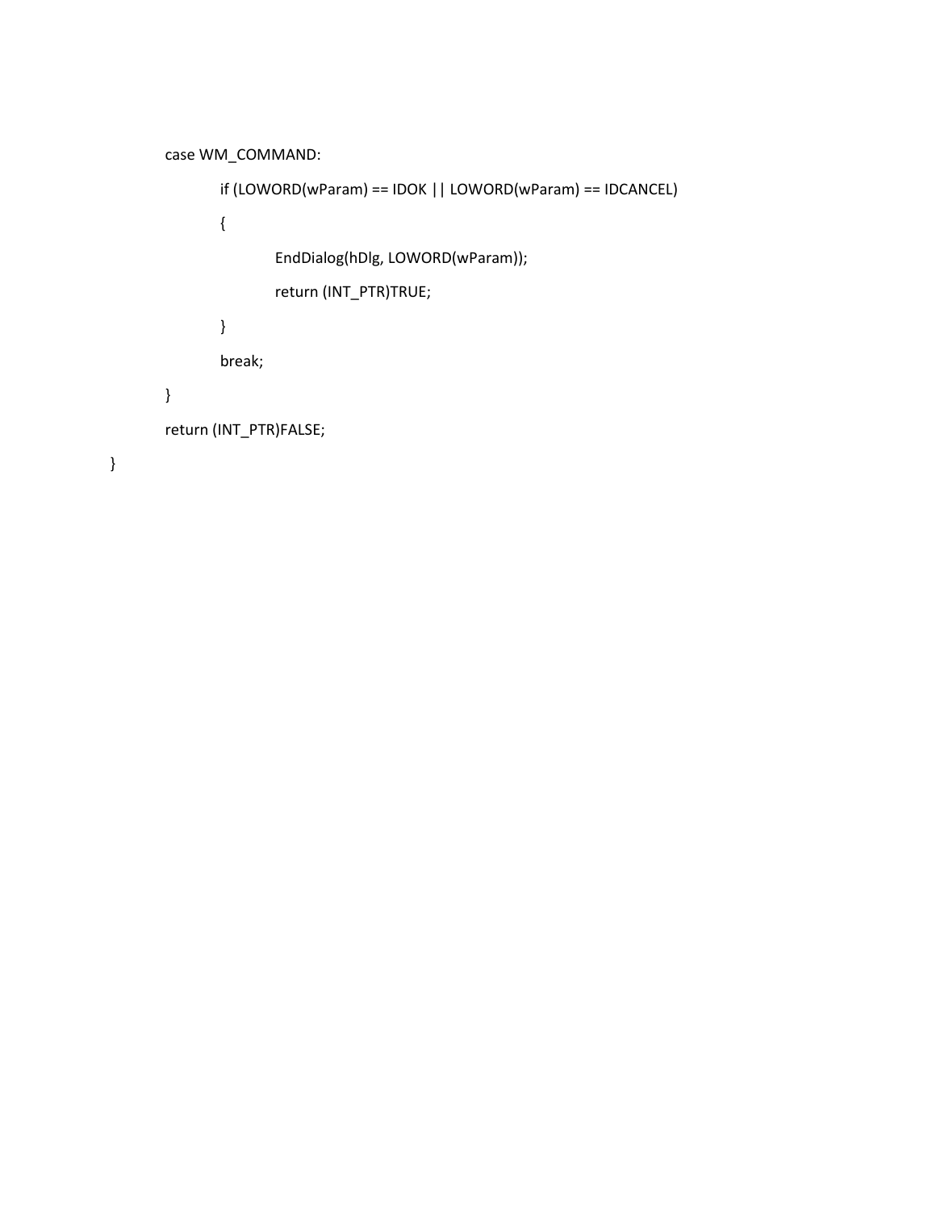```
	case WM_COMMAND:
		if (LOWORD(wParam) == IDOK || LOWORD(wParam) == IDCANCEL)
		{
			EndDialog(hDlg, LOWORD(wParam));
			return (INT_PTR)TRUE;
		}
		break;
	}
	return (INT_PTR)FALSE;
}
```